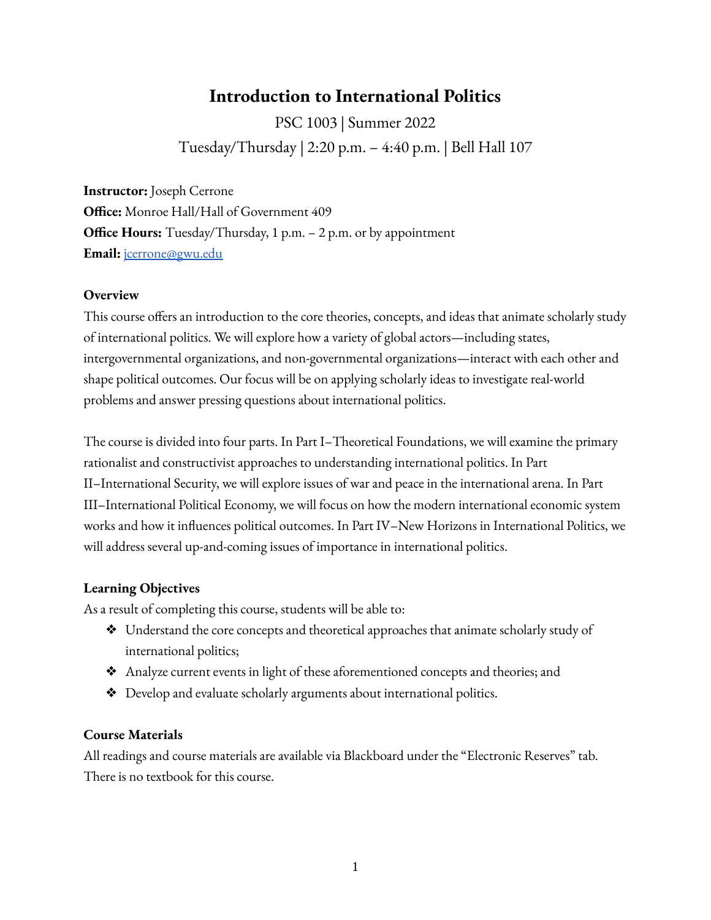# Introduction to International Politics

PSC 1003 | Summer 2022

Tuesday/Thursday | 2:20 p.m. – 4:40 p.m. | Bell Hall 107

**Instructor:** Joseph Cerrone
**Office:** Monroe Hall/Hall of Government 409
**Office Hours:** Tuesday/Thursday, 1 p.m. – 2 p.m. or by appointment
**Email:** jcerrone@gwu.edu

**Overview**

This course offers an introduction to the core theories, concepts, and ideas that animate scholarly study of international politics. We will explore how a variety of global actors—including states, intergovernmental organizations, and non-governmental organizations—interact with each other and shape political outcomes. Our focus will be on applying scholarly ideas to investigate real-world problems and answer pressing questions about international politics.

The course is divided into four parts. In Part I–Theoretical Foundations, we will examine the primary rationalist and constructivist approaches to understanding international politics. In Part II–International Security, we will explore issues of war and peace in the international arena. In Part III–International Political Economy, we will focus on how the modern international economic system works and how it influences political outcomes. In Part IV–New Horizons in International Politics, we will address several up-and-coming issues of importance in international politics.

**Learning Objectives**

As a result of completing this course, students will be able to:

- Understand the core concepts and theoretical approaches that animate scholarly study of international politics;
- Analyze current events in light of these aforementioned concepts and theories; and
- Develop and evaluate scholarly arguments about international politics.

**Course Materials**

All readings and course materials are available via Blackboard under the "Electronic Reserves" tab. There is no textbook for this course.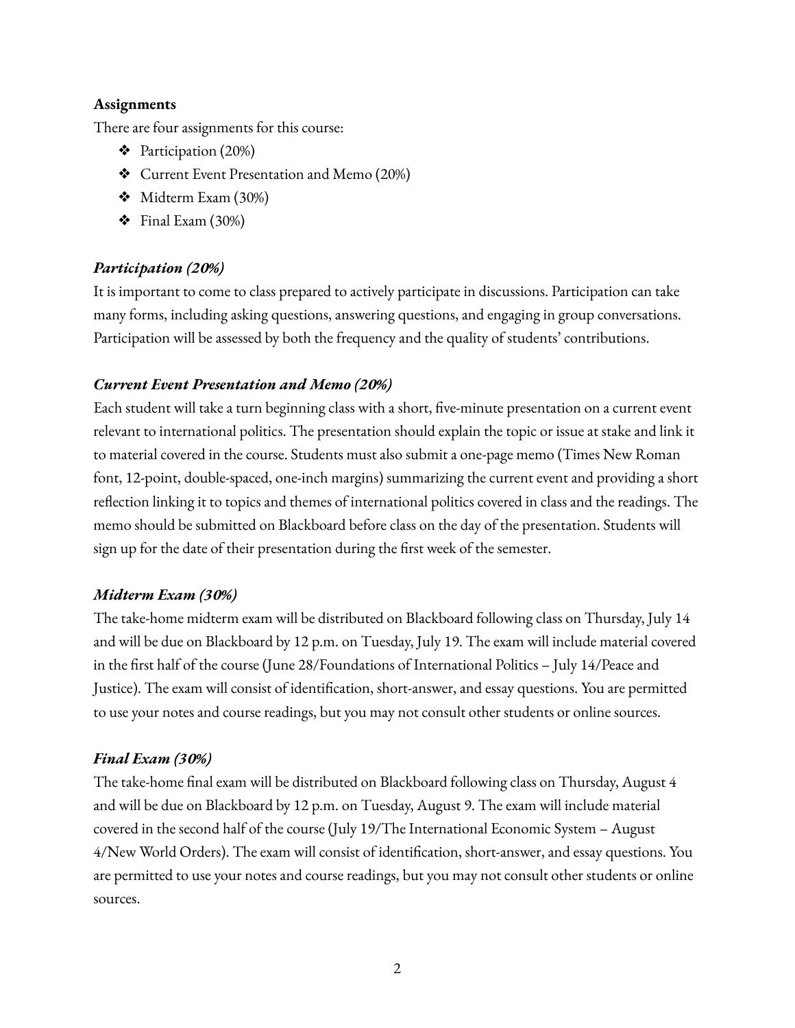**Assignments**

There are four assignments for this course:

- Participation (20%)
- Current Event Presentation and Memo (20%)
- Midterm Exam (30%)
- Final Exam (30%)

### *Participation (20%)*

It is important to come to class prepared to actively participate in discussions. Participation can take many forms, including asking questions, answering questions, and engaging in group conversations. Participation will be assessed by both the frequency and the quality of students' contributions.

### *Current Event Presentation and Memo (20%)*

Each student will take a turn beginning class with a short, five-minute presentation on a current event relevant to international politics. The presentation should explain the topic or issue at stake and link it to material covered in the course. Students must also submit a one-page memo (Times New Roman font, 12-point, double-spaced, one-inch margins) summarizing the current event and providing a short reflection linking it to topics and themes of international politics covered in class and the readings. The memo should be submitted on Blackboard before class on the day of the presentation. Students will sign up for the date of their presentation during the first week of the semester.

### *Midterm Exam (30%)*

The take-home midterm exam will be distributed on Blackboard following class on Thursday, July 14 and will be due on Blackboard by 12 p.m. on Tuesday, July 19. The exam will include material covered in the first half of the course (June 28/Foundations of International Politics – July 14/Peace and Justice). The exam will consist of identification, short-answer, and essay questions. You are permitted to use your notes and course readings, but you may not consult other students or online sources.

### *Final Exam (30%)*

The take-home final exam will be distributed on Blackboard following class on Thursday, August 4 and will be due on Blackboard by 12 p.m. on Tuesday, August 9. The exam will include material covered in the second half of the course (July 19/The International Economic System – August 4/New World Orders). The exam will consist of identification, short-answer, and essay questions. You are permitted to use your notes and course readings, but you may not consult other students or online sources.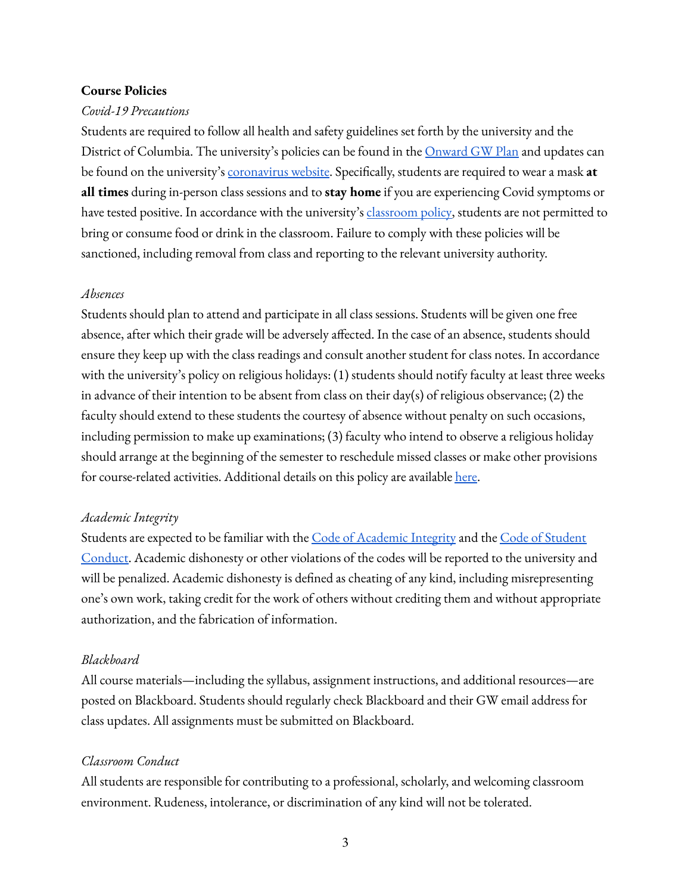**Course Policies**

*Covid-19 Precautions*

Students are required to follow all health and safety guidelines set forth by the university and the District of Columbia. The university's policies can be found in the Onward GW Plan and updates can be found on the university's coronavirus website. Specifically, students are required to wear a mask **at all times** during in-person class sessions and to **stay home** if you are experiencing Covid symptoms or have tested positive. In accordance with the university's classroom policy, students are not permitted to bring or consume food or drink in the classroom. Failure to comply with these policies will be sanctioned, including removal from class and reporting to the relevant university authority.

*Absences*

Students should plan to attend and participate in all class sessions. Students will be given one free absence, after which their grade will be adversely affected. In the case of an absence, students should ensure they keep up with the class readings and consult another student for class notes. In accordance with the university's policy on religious holidays: (1) students should notify faculty at least three weeks in advance of their intention to be absent from class on their day(s) of religious observance; (2) the faculty should extend to these students the courtesy of absence without penalty on such occasions, including permission to make up examinations; (3) faculty who intend to observe a religious holiday should arrange at the beginning of the semester to reschedule missed classes or make other provisions for course-related activities. Additional details on this policy are available here.

*Academic Integrity*

Students are expected to be familiar with the Code of Academic Integrity and the Code of Student Conduct. Academic dishonesty or other violations of the codes will be reported to the university and will be penalized. Academic dishonesty is defined as cheating of any kind, including misrepresenting one's own work, taking credit for the work of others without crediting them and without appropriate authorization, and the fabrication of information.

*Blackboard*

All course materials—including the syllabus, assignment instructions, and additional resources—are posted on Blackboard. Students should regularly check Blackboard and their GW email address for class updates. All assignments must be submitted on Blackboard.

*Classroom Conduct*

All students are responsible for contributing to a professional, scholarly, and welcoming classroom environment. Rudeness, intolerance, or discrimination of any kind will not be tolerated.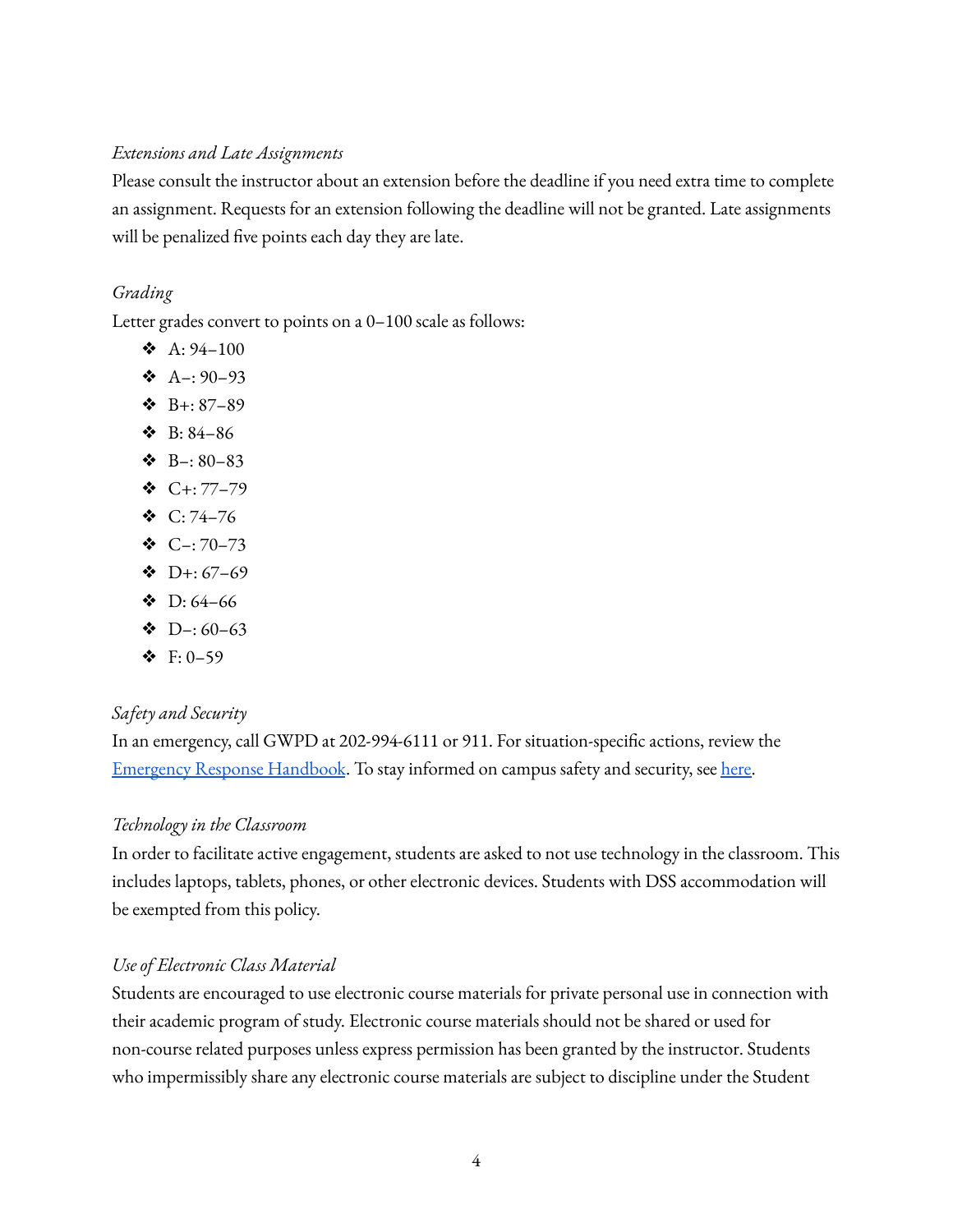*Extensions and Late Assignments*

Please consult the instructor about an extension before the deadline if you need extra time to complete an assignment. Requests for an extension following the deadline will not be granted. Late assignments will be penalized five points each day they are late.

*Grading*

Letter grades convert to points on a 0–100 scale as follows:

- A: 94–100
- A–: 90–93
- B+: 87–89
- B: 84–86
- B–: 80–83
- C+: 77–79
- C: 74–76
- C–: 70–73
- D+: 67–69
- D: 64–66
- D–: 60–63
- F: 0–59

*Safety and Security*

In an emergency, call GWPD at 202-994-6111 or 911. For situation-specific actions, review the [Emergency Response Handbook](). To stay informed on campus safety and security, see [here]().

*Technology in the Classroom*

In order to facilitate active engagement, students are asked to not use technology in the classroom. This includes laptops, tablets, phones, or other electronic devices. Students with DSS accommodation will be exempted from this policy.

*Use of Electronic Class Material*

Students are encouraged to use electronic course materials for private personal use in connection with their academic program of study. Electronic course materials should not be shared or used for non-course related purposes unless express permission has been granted by the instructor. Students who impermissibly share any electronic course materials are subject to discipline under the Student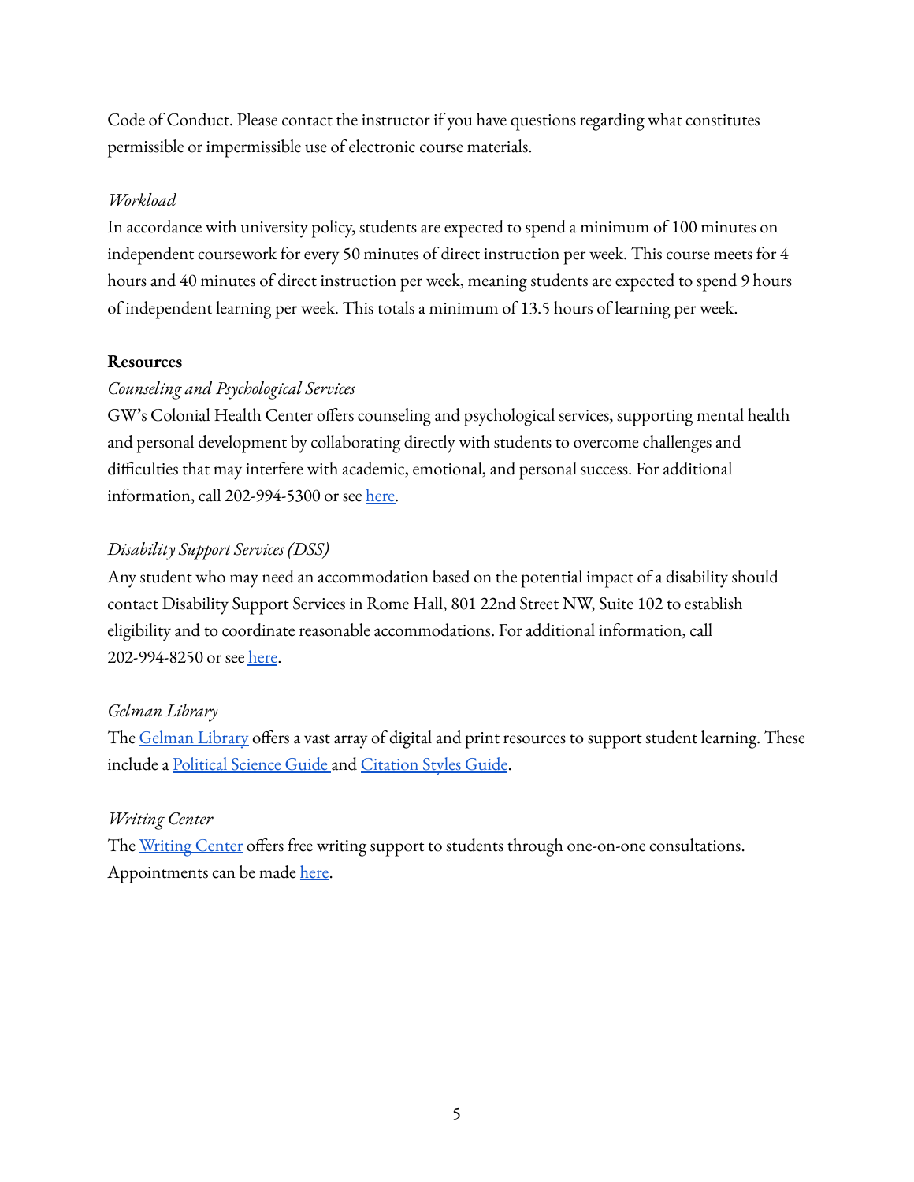Code of Conduct. Please contact the instructor if you have questions regarding what constitutes permissible or impermissible use of electronic course materials.

*Workload*

In accordance with university policy, students are expected to spend a minimum of 100 minutes on independent coursework for every 50 minutes of direct instruction per week. This course meets for 4 hours and 40 minutes of direct instruction per week, meaning students are expected to spend 9 hours of independent learning per week. This totals a minimum of 13.5 hours of learning per week.

**Resources**

*Counseling and Psychological Services*

GW's Colonial Health Center offers counseling and psychological services, supporting mental health and personal development by collaborating directly with students to overcome challenges and difficulties that may interfere with academic, emotional, and personal success. For additional information, call 202-994-5300 or see here.

*Disability Support Services (DSS)*

Any student who may need an accommodation based on the potential impact of a disability should contact Disability Support Services in Rome Hall, 801 22nd Street NW, Suite 102 to establish eligibility and to coordinate reasonable accommodations. For additional information, call 202-994-8250 or see here.

*Gelman Library*

The Gelman Library offers a vast array of digital and print resources to support student learning. These include a Political Science Guide and Citation Styles Guide.

*Writing Center*

The Writing Center offers free writing support to students through one-on-one consultations. Appointments can be made here.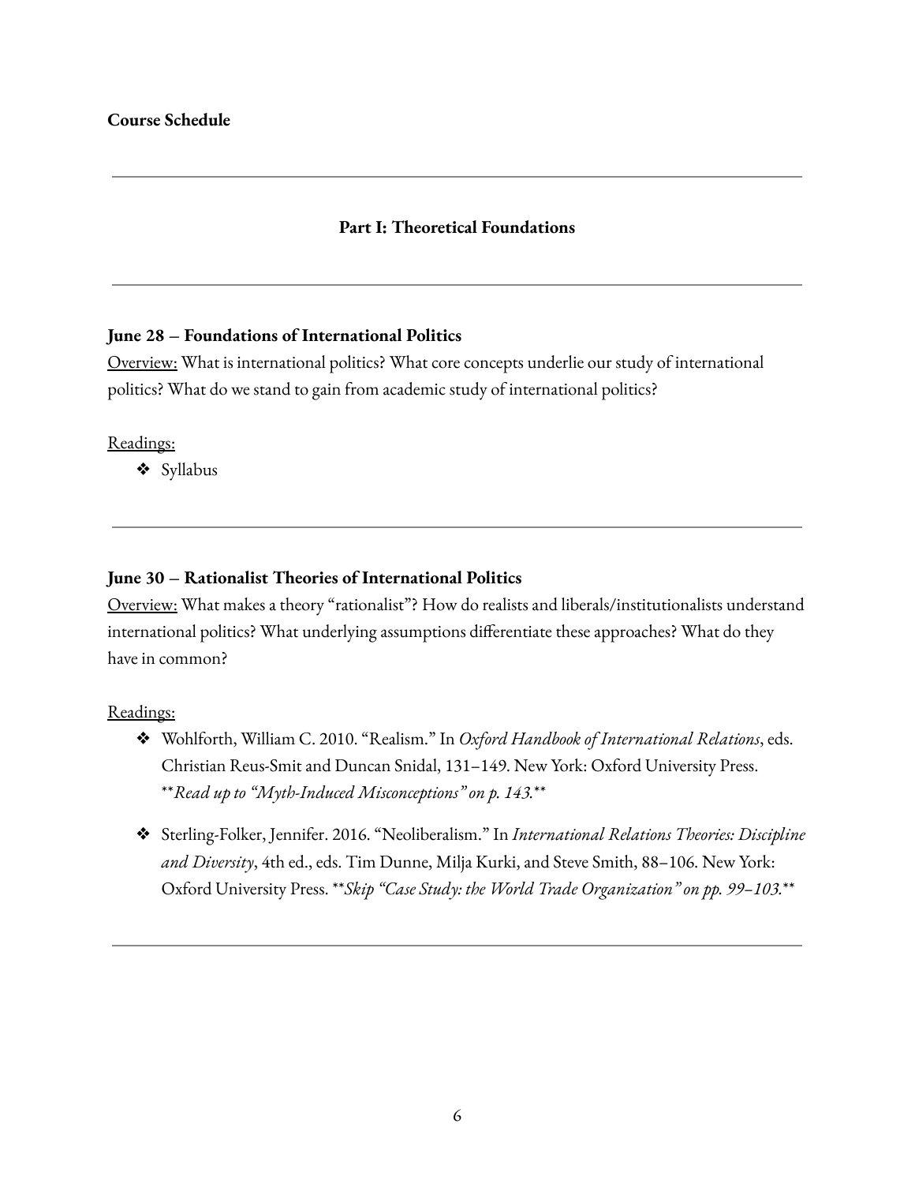**Course Schedule**

---

## Part I: Theoretical Foundations

---

### June 28 – Foundations of International Politics

<u>Overview:</u> What is international politics? What core concepts underlie our study of international politics? What do we stand to gain from academic study of international politics?

<u>Readings:</u>

- Syllabus

---

### June 30 – Rationalist Theories of International Politics

<u>Overview:</u> What makes a theory "rationalist"? How do realists and liberals/institutionalists understand international politics? What underlying assumptions differentiate these approaches? What do they have in common?

<u>Readings:</u>

- Wohlforth, William C. 2010. "Realism." In *Oxford Handbook of International Relations*, eds. Christian Reus-Smit and Duncan Snidal, 131–149. New York: Oxford University Press. \*\**Read up to "Myth-Induced Misconceptions" on p. 143.*\*\*

- Sterling-Folker, Jennifer. 2016. "Neoliberalism." In *International Relations Theories: Discipline and Diversity*, 4th ed., eds. Tim Dunne, Milja Kurki, and Steve Smith, 88–106. New York: Oxford University Press. \*\**Skip "Case Study: the World Trade Organization" on pp. 99–103.*\*\*

---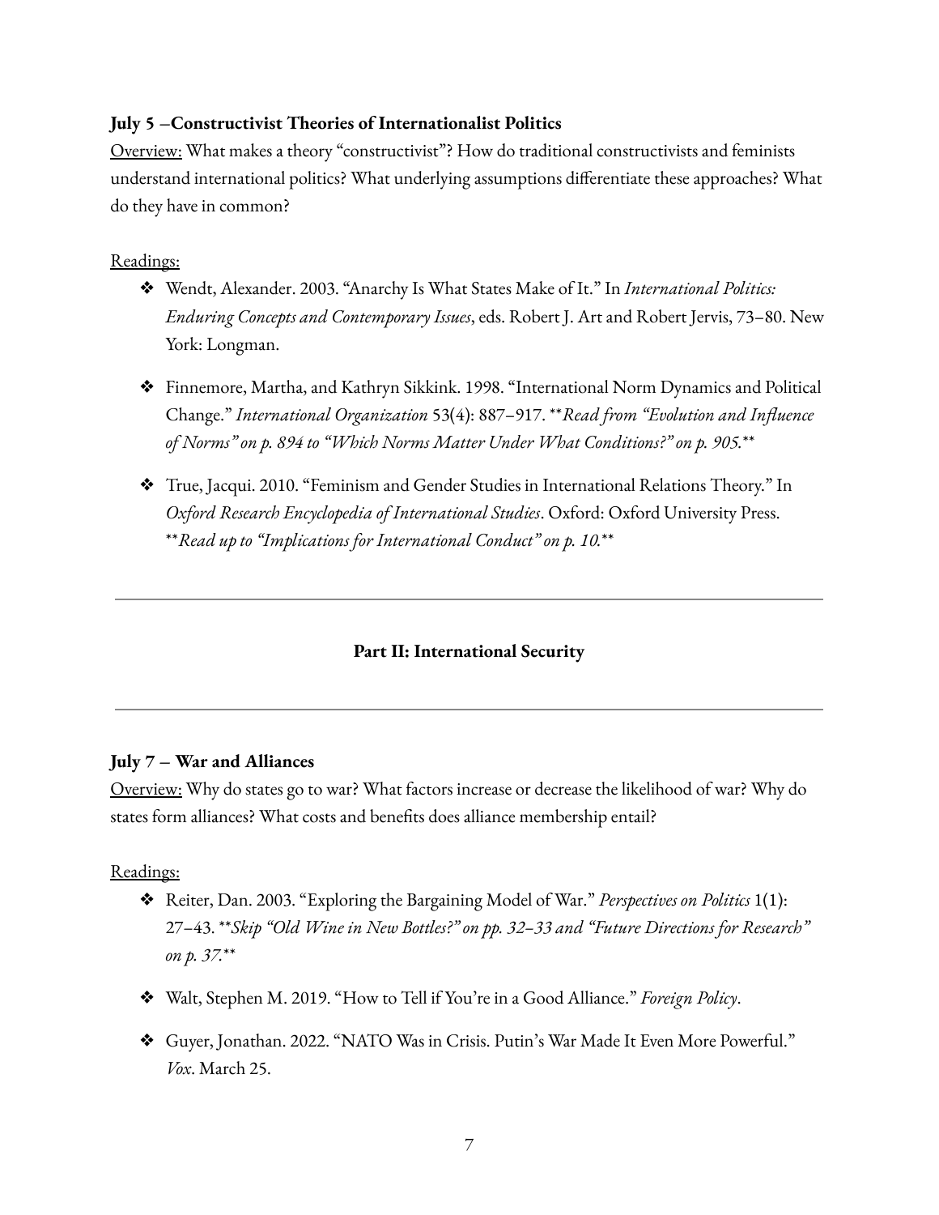### July 5 –Constructivist Theories of Internationalist Politics

<u>Overview:</u> What makes a theory "constructivist"? How do traditional constructivists and feminists understand international politics? What underlying assumptions differentiate these approaches? What do they have in common?

<u>Readings:</u>

- Wendt, Alexander. 2003. "Anarchy Is What States Make of It." In *International Politics: Enduring Concepts and Contemporary Issues*, eds. Robert J. Art and Robert Jervis, 73–80. New York: Longman.
- Finnemore, Martha, and Kathryn Sikkink. 1998. "International Norm Dynamics and Political Change." *International Organization* 53(4): 887–917. ***Read from "Evolution and Influence of Norms" on p. 894 to "Which Norms Matter Under What Conditions?" on p. 905.***
- True, Jacqui. 2010. "Feminism and Gender Studies in International Relations Theory." In *Oxford Research Encyclopedia of International Studies*. Oxford: Oxford University Press. ***Read up to "Implications for International Conduct" on p. 10.***

---

## Part II: International Security

---

### July 7 – War and Alliances

<u>Overview:</u> Why do states go to war? What factors increase or decrease the likelihood of war? Why do states form alliances? What costs and benefits does alliance membership entail?

<u>Readings:</u>

- Reiter, Dan. 2003. "Exploring the Bargaining Model of War." *Perspectives on Politics* 1(1): 27–43. ***Skip "Old Wine in New Bottles?" on pp. 32–33 and "Future Directions for Research" on p. 37.***
- Walt, Stephen M. 2019. "How to Tell if You're in a Good Alliance." *Foreign Policy*.
- Guyer, Jonathan. 2022. "NATO Was in Crisis. Putin's War Made It Even More Powerful." *Vox*. March 25.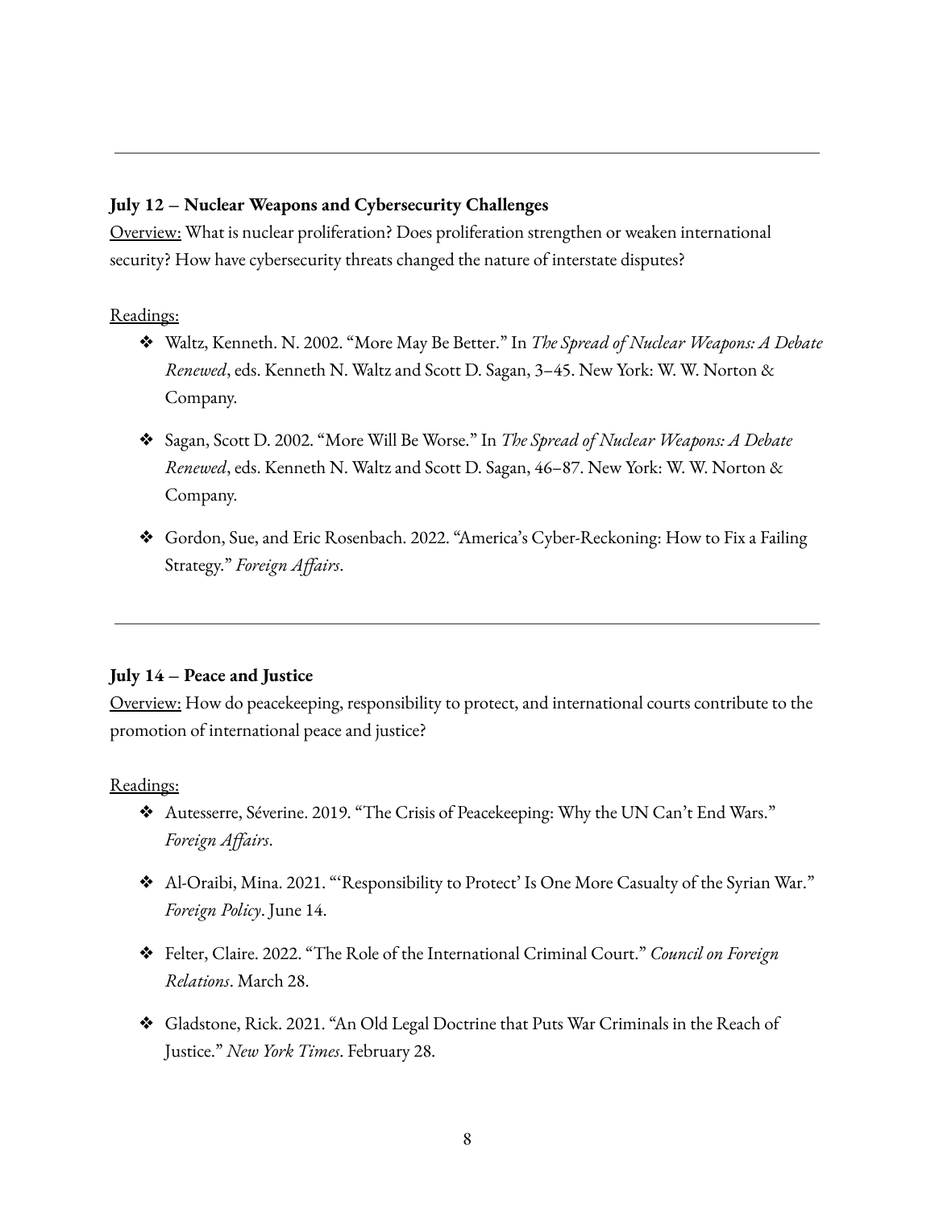---

**July 12 – Nuclear Weapons and Cybersecurity Challenges**

<u>Overview:</u> What is nuclear proliferation? Does proliferation strengthen or weaken international security? How have cybersecurity threats changed the nature of interstate disputes?

<u>Readings:</u>

- Waltz, Kenneth. N. 2002. "More May Be Better." In *The Spread of Nuclear Weapons: A Debate Renewed*, eds. Kenneth N. Waltz and Scott D. Sagan, 3–45. New York: W. W. Norton & Company.
- Sagan, Scott D. 2002. "More Will Be Worse." In *The Spread of Nuclear Weapons: A Debate Renewed*, eds. Kenneth N. Waltz and Scott D. Sagan, 46–87. New York: W. W. Norton & Company.
- Gordon, Sue, and Eric Rosenbach. 2022. "America's Cyber-Reckoning: How to Fix a Failing Strategy." *Foreign Affairs*.

---

**July 14 – Peace and Justice**

<u>Overview:</u> How do peacekeeping, responsibility to protect, and international courts contribute to the promotion of international peace and justice?

<u>Readings:</u>

- Autesserre, Séverine. 2019. "The Crisis of Peacekeeping: Why the UN Can't End Wars." *Foreign Affairs*.
- Al-Oraibi, Mina. 2021. "'Responsibility to Protect' Is One More Casualty of the Syrian War." *Foreign Policy*. June 14.
- Felter, Claire. 2022. "The Role of the International Criminal Court." *Council on Foreign Relations*. March 28.
- Gladstone, Rick. 2021. "An Old Legal Doctrine that Puts War Criminals in the Reach of Justice." *New York Times*. February 28.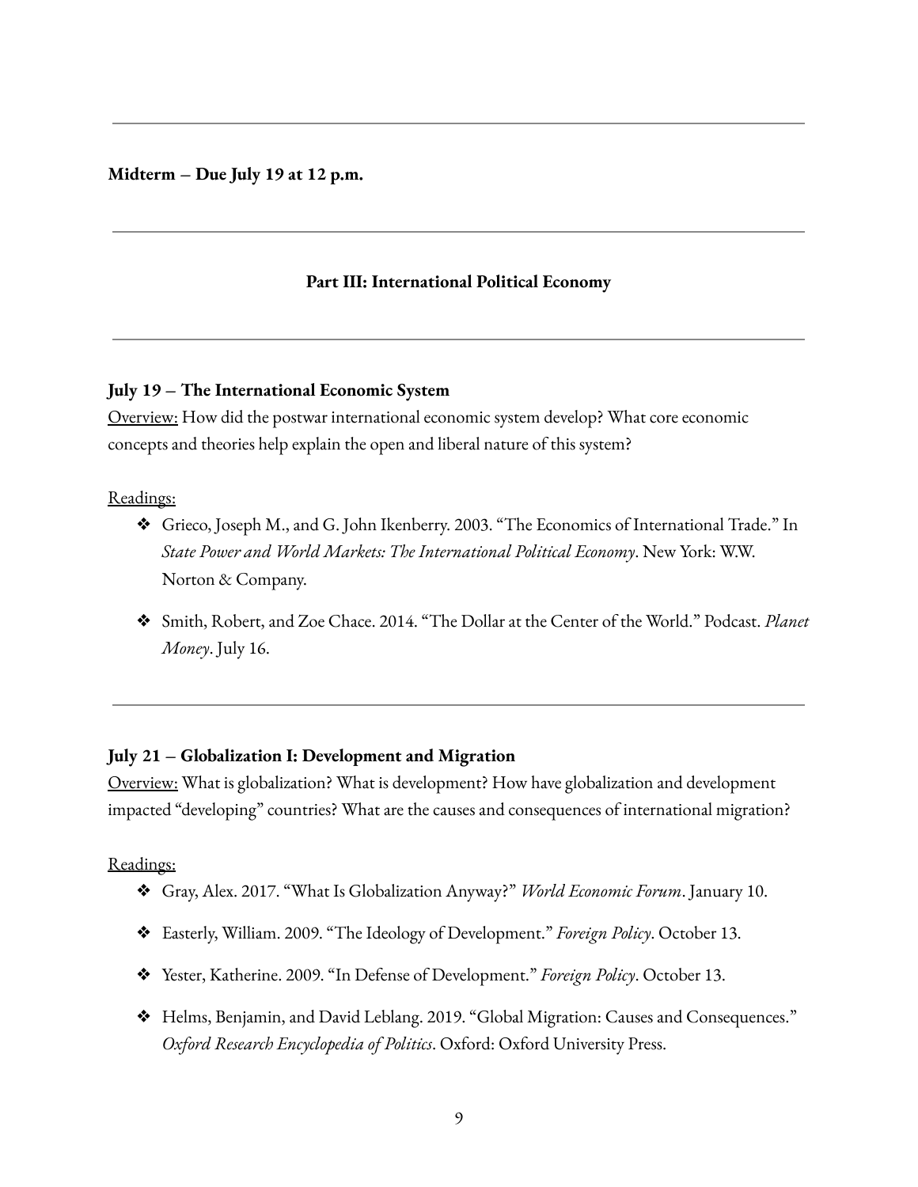---

**Midterm – Due July 19 at 12 p.m.**

---

## Part III: International Political Economy

---

### July 19 – The International Economic System

Overview: How did the postwar international economic system develop? What core economic concepts and theories help explain the open and liberal nature of this system?

Readings:

- Grieco, Joseph M., and G. John Ikenberry. 2003. "The Economics of International Trade." In *State Power and World Markets: The International Political Economy*. New York: W.W. Norton & Company.
- Smith, Robert, and Zoe Chace. 2014. "The Dollar at the Center of the World." Podcast. *Planet Money*. July 16.

---

### July 21 – Globalization I: Development and Migration

Overview: What is globalization? What is development? How have globalization and development impacted "developing" countries? What are the causes and consequences of international migration?

Readings:

- Gray, Alex. 2017. "What Is Globalization Anyway?" *World Economic Forum*. January 10.
- Easterly, William. 2009. "The Ideology of Development." *Foreign Policy*. October 13.
- Yester, Katherine. 2009. "In Defense of Development." *Foreign Policy*. October 13.
- Helms, Benjamin, and David Leblang. 2019. "Global Migration: Causes and Consequences." *Oxford Research Encyclopedia of Politics*. Oxford: Oxford University Press.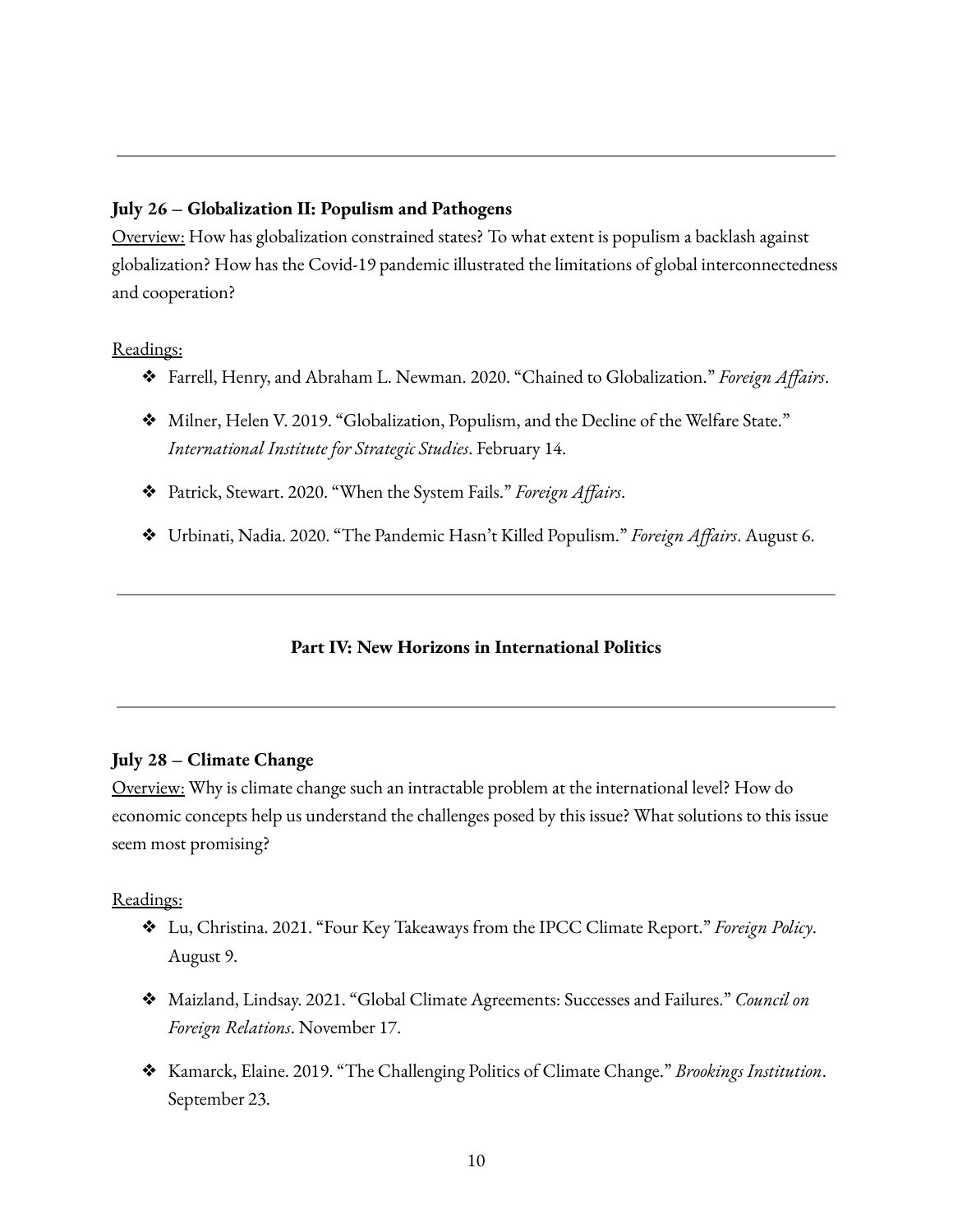---

**July 26 – Globalization II: Populism and Pathogens**

Overview: How has globalization constrained states? To what extent is populism a backlash against globalization? How has the Covid-19 pandemic illustrated the limitations of global interconnectedness and cooperation?

Readings:

- Farrell, Henry, and Abraham L. Newman. 2020. "Chained to Globalization." *Foreign Affairs*.
- Milner, Helen V. 2019. "Globalization, Populism, and the Decline of the Welfare State." *International Institute for Strategic Studies*. February 14.
- Patrick, Stewart. 2020. "When the System Fails." *Foreign Affairs*.
- Urbinati, Nadia. 2020. "The Pandemic Hasn't Killed Populism." *Foreign Affairs*. August 6.

---

## Part IV: New Horizons in International Politics

---

**July 28 – Climate Change**

Overview: Why is climate change such an intractable problem at the international level? How do economic concepts help us understand the challenges posed by this issue? What solutions to this issue seem most promising?

Readings:

- Lu, Christina. 2021. "Four Key Takeaways from the IPCC Climate Report." *Foreign Policy*. August 9.
- Maizland, Lindsay. 2021. "Global Climate Agreements: Successes and Failures." *Council on Foreign Relations*. November 17.
- Kamarck, Elaine. 2019. "The Challenging Politics of Climate Change." *Brookings Institution*. September 23.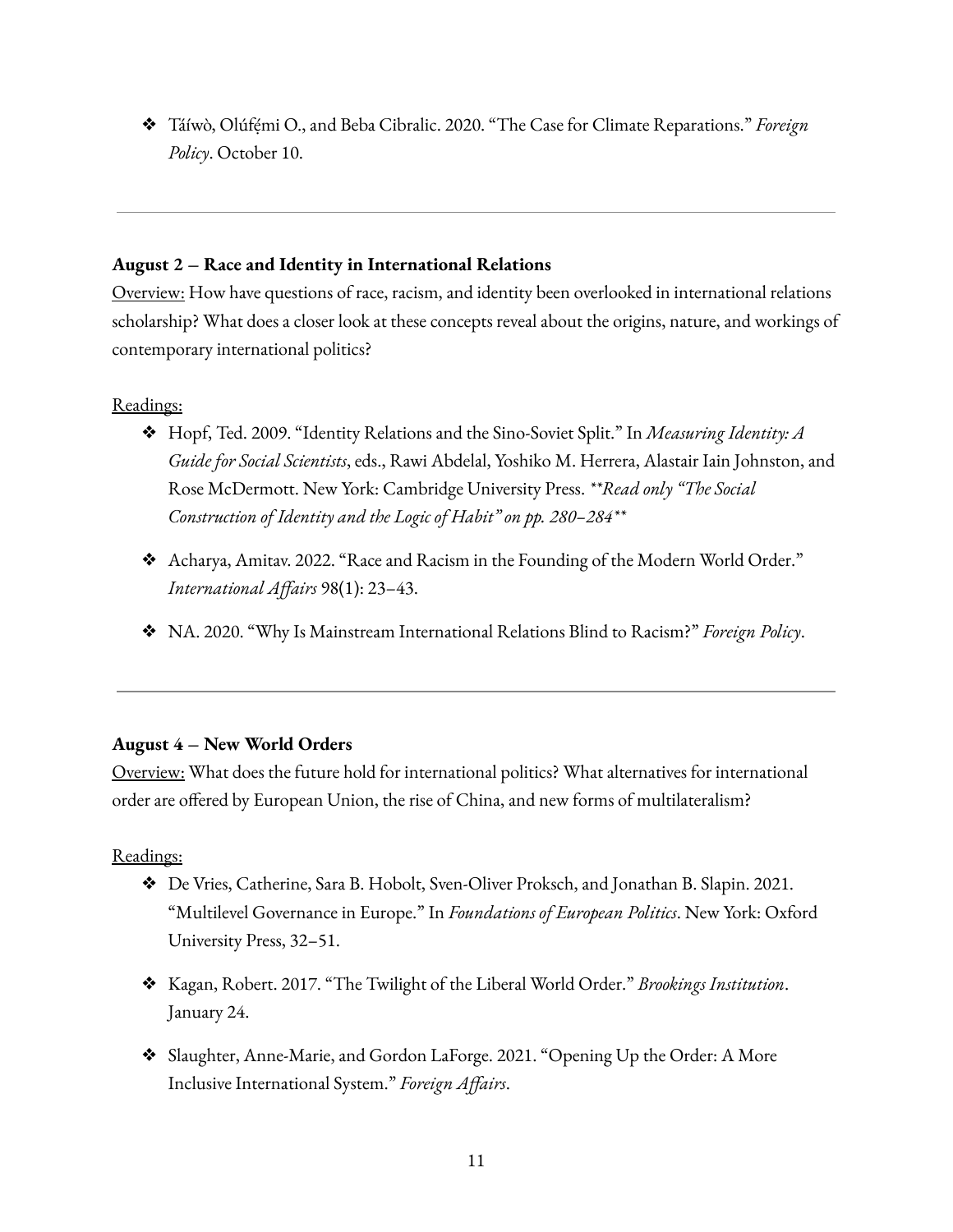- Táíwò, Olúfẹ́mi O., and Beba Cibralic. 2020. "The Case for Climate Reparations." *Foreign Policy*. October 10.

---

**August 2 – Race and Identity in International Relations**

Overview: How have questions of race, racism, and identity been overlooked in international relations scholarship? What does a closer look at these concepts reveal about the origins, nature, and workings of contemporary international politics?

Readings:

- Hopf, Ted. 2009. "Identity Relations and the Sino-Soviet Split." In *Measuring Identity: A Guide for Social Scientists*, eds., Rawi Abdelal, Yoshiko M. Herrera, Alastair Iain Johnston, and Rose McDermott. New York: Cambridge University Press. *\*\*Read only "The Social Construction of Identity and the Logic of Habit" on pp. 280–284\*\**

- Acharya, Amitav. 2022. "Race and Racism in the Founding of the Modern World Order." *International Affairs* 98(1): 23–43.

- NA. 2020. "Why Is Mainstream International Relations Blind to Racism?" *Foreign Policy*.

---

**August 4 – New World Orders**

Overview: What does the future hold for international politics? What alternatives for international order are offered by European Union, the rise of China, and new forms of multilateralism?

Readings:

- De Vries, Catherine, Sara B. Hobolt, Sven-Oliver Proksch, and Jonathan B. Slapin. 2021. "Multilevel Governance in Europe." In *Foundations of European Politics*. New York: Oxford University Press, 32–51.

- Kagan, Robert. 2017. "The Twilight of the Liberal World Order." *Brookings Institution*. January 24.

- Slaughter, Anne-Marie, and Gordon LaForge. 2021. "Opening Up the Order: A More Inclusive International System." *Foreign Affairs*.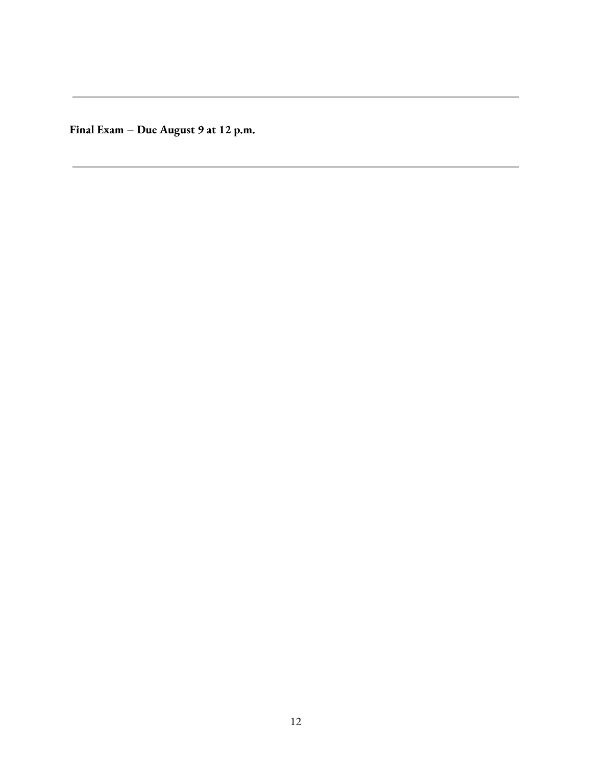---

**Final Exam – Due August 9 at 12 p.m.**

---